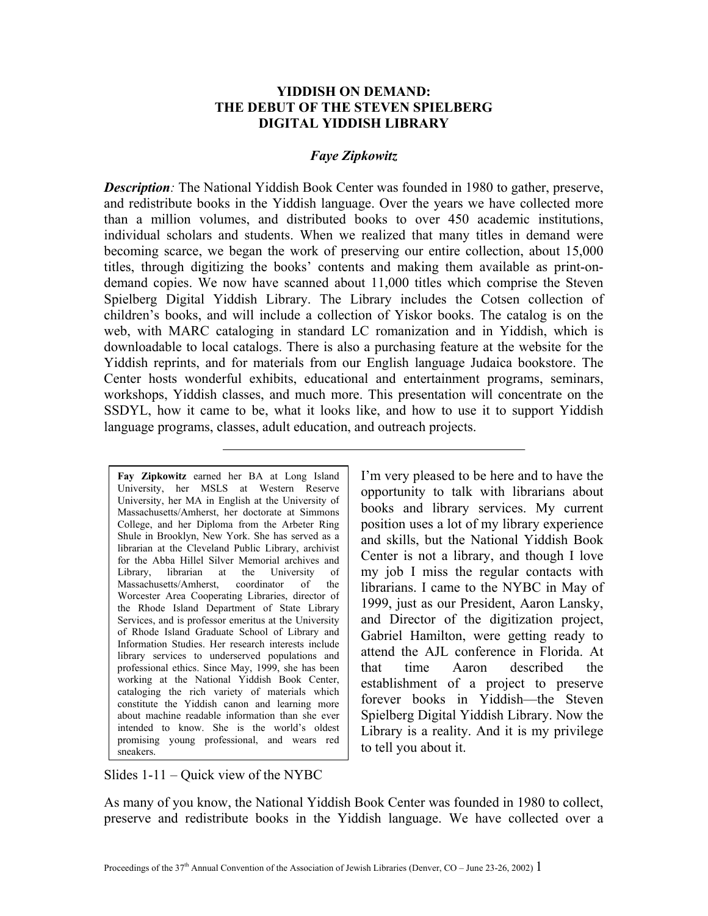# YIDDISH ON DEMAND: THE DEBUT OF THE STEVEN SPIELBERG DIGITAL YIDDISH LIBRARY

***Faye Zipkowitz***

***Description**:* The National Yiddish Book Center was founded in 1980 to gather, preserve, and redistribute books in the Yiddish language. Over the years we have collected more than a million volumes, and distributed books to over 450 academic institutions, individual scholars and students. When we realized that many titles in demand were becoming scarce, we began the work of preserving our entire collection, about 15,000 titles, through digitizing the books' contents and making them available as print-on-demand copies. We now have scanned about 11,000 titles which comprise the Steven Spielberg Digital Yiddish Library. The Library includes the Cotsen collection of children's books, and will include a collection of Yiskor books. The catalog is on the web, with MARC cataloging in standard LC romanization and in Yiddish, which is downloadable to local catalogs. There is also a purchasing feature at the website for the Yiddish reprints, and for materials from our English language Judaica bookstore. The Center hosts wonderful exhibits, educational and entertainment programs, seminars, workshops, Yiddish classes, and much more. This presentation will concentrate on the SSDYL, how it came to be, what it looks like, and how to use it to support Yiddish language programs, classes, adult education, and outreach projects.

---

**Fay Zipkowitz** earned her BA at Long Island University, her MSLS at Western Reserve University, her MA in English at the University of Massachusetts/Amherst, her doctorate at Simmons College, and her Diploma from the Arbeter Ring Shule in Brooklyn, New York. She has served as a librarian at the Cleveland Public Library, archivist for the Abba Hillel Silver Memorial archives and Library, librarian at the University of Massachusetts/Amherst, coordinator of the Worcester Area Cooperating Libraries, director of the Rhode Island Department of State Library Services, and is professor emeritus at the University of Rhode Island Graduate School of Library and Information Studies. Her research interests include library services to underserved populations and professional ethics. Since May, 1999, she has been working at the National Yiddish Book Center, cataloging the rich variety of materials which constitute the Yiddish canon and learning more about machine readable information than she ever intended to know. She is the world's oldest promising young professional, and wears red sneakers.

I'm very pleased to be here and to have the opportunity to talk with librarians about books and library services. My current position uses a lot of my library experience and skills, but the National Yiddish Book Center is not a library, and though I love my job I miss the regular contacts with librarians. I came to the NYBC in May of 1999, just as our President, Aaron Lansky, and Director of the digitization project, Gabriel Hamilton, were getting ready to attend the AJL conference in Florida. At that time Aaron described the establishment of a project to preserve forever books in Yiddish—the Steven Spielberg Digital Yiddish Library. Now the Library is a reality. And it is my privilege to tell you about it.

Slides 1-11 – Quick view of the NYBC

As many of you know, the National Yiddish Book Center was founded in 1980 to collect, preserve and redistribute books in the Yiddish language. We have collected over a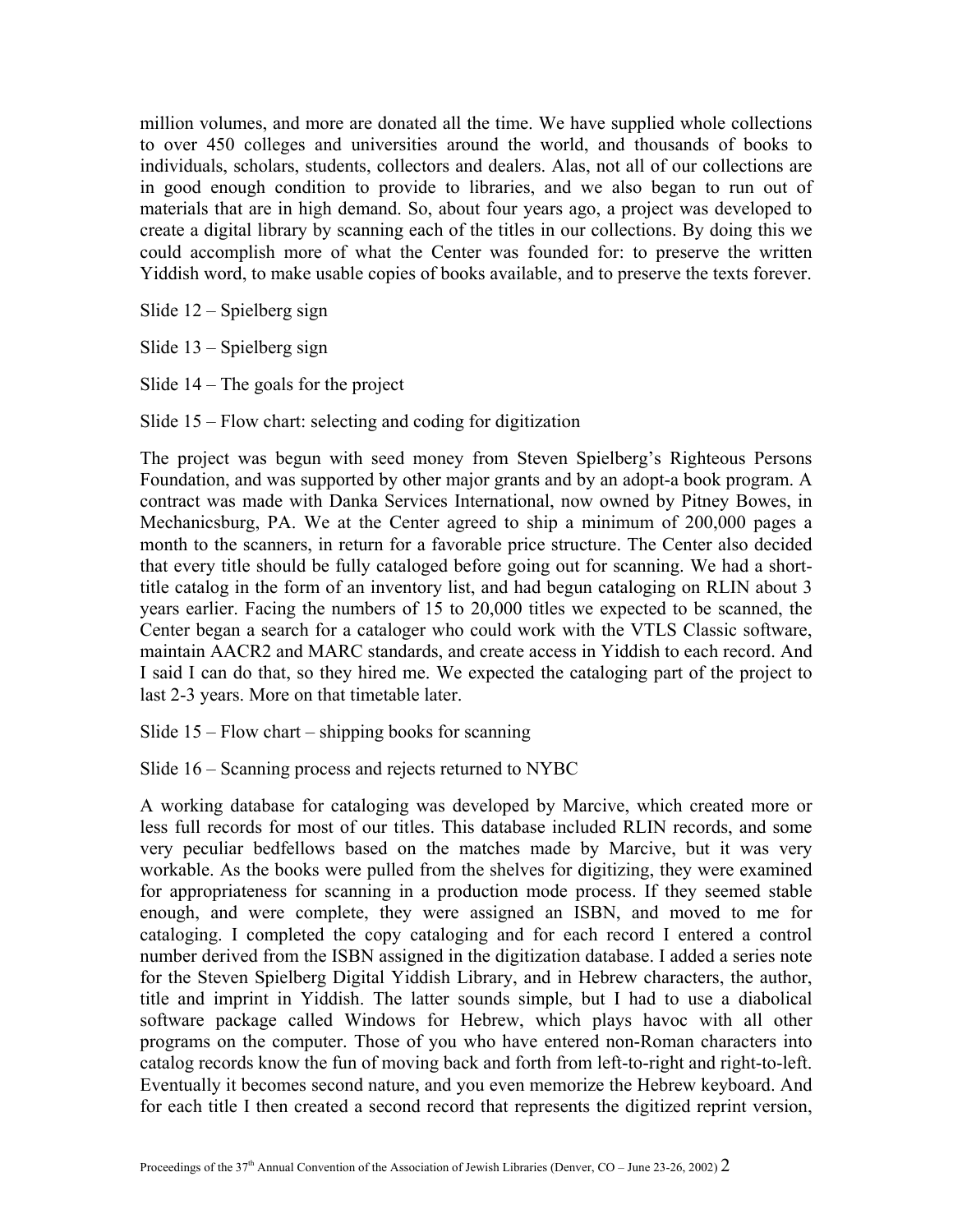million volumes, and more are donated all the time. We have supplied whole collections to over 450 colleges and universities around the world, and thousands of books to individuals, scholars, students, collectors and dealers. Alas, not all of our collections are in good enough condition to provide to libraries, and we also began to run out of materials that are in high demand. So, about four years ago, a project was developed to create a digital library by scanning each of the titles in our collections. By doing this we could accomplish more of what the Center was founded for: to preserve the written Yiddish word, to make usable copies of books available, and to preserve the texts forever.

Slide 12 – Spielberg sign

Slide 13 – Spielberg sign

Slide 14 – The goals for the project

Slide 15 – Flow chart: selecting and coding for digitization

The project was begun with seed money from Steven Spielberg's Righteous Persons Foundation, and was supported by other major grants and by an adopt-a book program. A contract was made with Danka Services International, now owned by Pitney Bowes, in Mechanicsburg, PA. We at the Center agreed to ship a minimum of 200,000 pages a month to the scanners, in return for a favorable price structure. The Center also decided that every title should be fully cataloged before going out for scanning. We had a short-title catalog in the form of an inventory list, and had begun cataloging on RLIN about 3 years earlier. Facing the numbers of 15 to 20,000 titles we expected to be scanned, the Center began a search for a cataloger who could work with the VTLS Classic software, maintain AACR2 and MARC standards, and create access in Yiddish to each record. And I said I can do that, so they hired me. We expected the cataloging part of the project to last 2-3 years. More on that timetable later.

Slide 15 – Flow chart – shipping books for scanning

Slide 16 – Scanning process and rejects returned to NYBC

A working database for cataloging was developed by Marcive, which created more or less full records for most of our titles. This database included RLIN records, and some very peculiar bedfellows based on the matches made by Marcive, but it was very workable. As the books were pulled from the shelves for digitizing, they were examined for appropriateness for scanning in a production mode process. If they seemed stable enough, and were complete, they were assigned an ISBN, and moved to me for cataloging. I completed the copy cataloging and for each record I entered a control number derived from the ISBN assigned in the digitization database. I added a series note for the Steven Spielberg Digital Yiddish Library, and in Hebrew characters, the author, title and imprint in Yiddish. The latter sounds simple, but I had to use a diabolical software package called Windows for Hebrew, which plays havoc with all other programs on the computer. Those of you who have entered non-Roman characters into catalog records know the fun of moving back and forth from left-to-right and right-to-left. Eventually it becomes second nature, and you even memorize the Hebrew keyboard. And for each title I then created a second record that represents the digitized reprint version,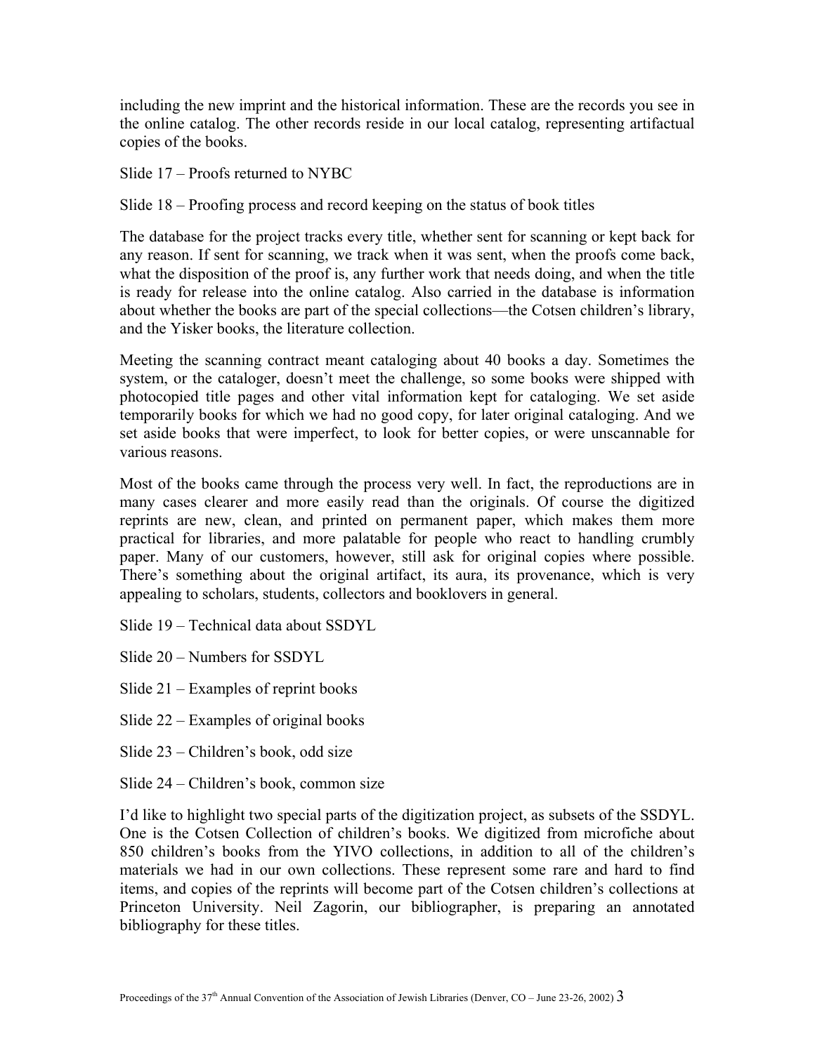including the new imprint and the historical information. These are the records you see in the online catalog. The other records reside in our local catalog, representing artifactual copies of the books.

Slide 17 – Proofs returned to NYBC

Slide 18 – Proofing process and record keeping on the status of book titles

The database for the project tracks every title, whether sent for scanning or kept back for any reason. If sent for scanning, we track when it was sent, when the proofs come back, what the disposition of the proof is, any further work that needs doing, and when the title is ready for release into the online catalog. Also carried in the database is information about whether the books are part of the special collections—the Cotsen children's library, and the Yisker books, the literature collection.

Meeting the scanning contract meant cataloging about 40 books a day. Sometimes the system, or the cataloger, doesn't meet the challenge, so some books were shipped with photocopied title pages and other vital information kept for cataloging. We set aside temporarily books for which we had no good copy, for later original cataloging. And we set aside books that were imperfect, to look for better copies, or were unscannable for various reasons.

Most of the books came through the process very well. In fact, the reproductions are in many cases clearer and more easily read than the originals. Of course the digitized reprints are new, clean, and printed on permanent paper, which makes them more practical for libraries, and more palatable for people who react to handling crumbly paper. Many of our customers, however, still ask for original copies where possible. There's something about the original artifact, its aura, its provenance, which is very appealing to scholars, students, collectors and booklovers in general.

Slide 19 – Technical data about SSDYL

Slide 20 – Numbers for SSDYL

Slide 21 – Examples of reprint books

Slide 22 – Examples of original books

Slide 23 – Children's book, odd size

Slide 24 – Children's book, common size

I'd like to highlight two special parts of the digitization project, as subsets of the SSDYL. One is the Cotsen Collection of children's books. We digitized from microfiche about 850 children's books from the YIVO collections, in addition to all of the children's materials we had in our own collections. These represent some rare and hard to find items, and copies of the reprints will become part of the Cotsen children's collections at Princeton University. Neil Zagorin, our bibliographer, is preparing an annotated bibliography for these titles.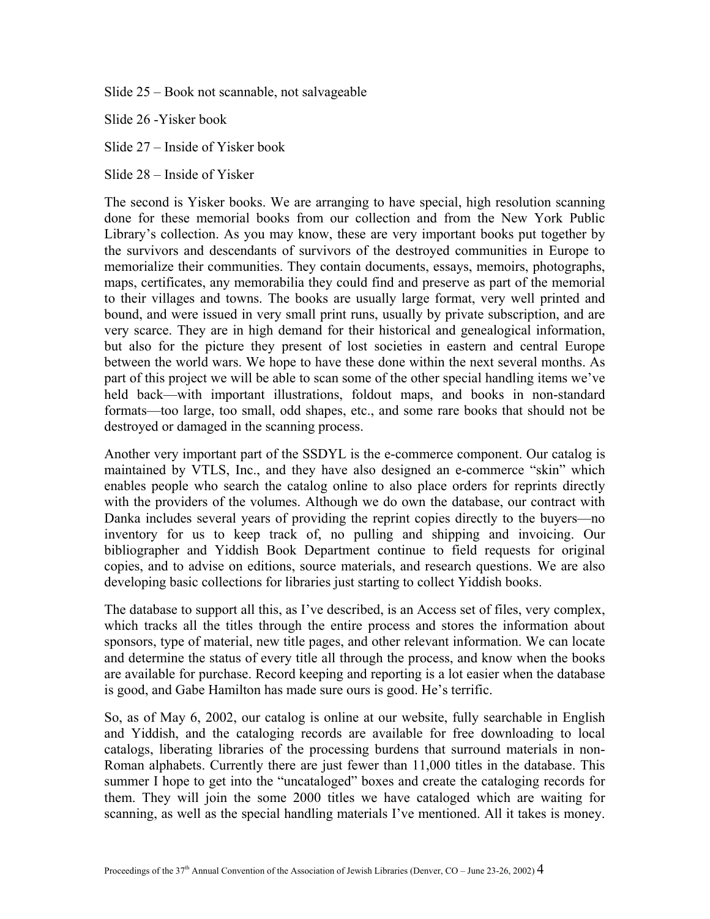Slide 25 – Book not scannable, not salvageable

Slide 26 -Yisker book

Slide 27 – Inside of Yisker book

Slide 28 – Inside of Yisker

The second is Yisker books. We are arranging to have special, high resolution scanning done for these memorial books from our collection and from the New York Public Library's collection. As you may know, these are very important books put together by the survivors and descendants of survivors of the destroyed communities in Europe to memorialize their communities. They contain documents, essays, memoirs, photographs, maps, certificates, any memorabilia they could find and preserve as part of the memorial to their villages and towns. The books are usually large format, very well printed and bound, and were issued in very small print runs, usually by private subscription, and are very scarce. They are in high demand for their historical and genealogical information, but also for the picture they present of lost societies in eastern and central Europe between the world wars. We hope to have these done within the next several months. As part of this project we will be able to scan some of the other special handling items we've held back—with important illustrations, foldout maps, and books in non-standard formats—too large, too small, odd shapes, etc., and some rare books that should not be destroyed or damaged in the scanning process.

Another very important part of the SSDYL is the e-commerce component. Our catalog is maintained by VTLS, Inc., and they have also designed an e-commerce "skin" which enables people who search the catalog online to also place orders for reprints directly with the providers of the volumes. Although we do own the database, our contract with Danka includes several years of providing the reprint copies directly to the buyers—no inventory for us to keep track of, no pulling and shipping and invoicing. Our bibliographer and Yiddish Book Department continue to field requests for original copies, and to advise on editions, source materials, and research questions. We are also developing basic collections for libraries just starting to collect Yiddish books.

The database to support all this, as I've described, is an Access set of files, very complex, which tracks all the titles through the entire process and stores the information about sponsors, type of material, new title pages, and other relevant information. We can locate and determine the status of every title all through the process, and know when the books are available for purchase. Record keeping and reporting is a lot easier when the database is good, and Gabe Hamilton has made sure ours is good. He's terrific.

So, as of May 6, 2002, our catalog is online at our website, fully searchable in English and Yiddish, and the cataloging records are available for free downloading to local catalogs, liberating libraries of the processing burdens that surround materials in non-Roman alphabets. Currently there are just fewer than 11,000 titles in the database. This summer I hope to get into the "uncataloged" boxes and create the cataloging records for them. They will join the some 2000 titles we have cataloged which are waiting for scanning, as well as the special handling materials I've mentioned. All it takes is money.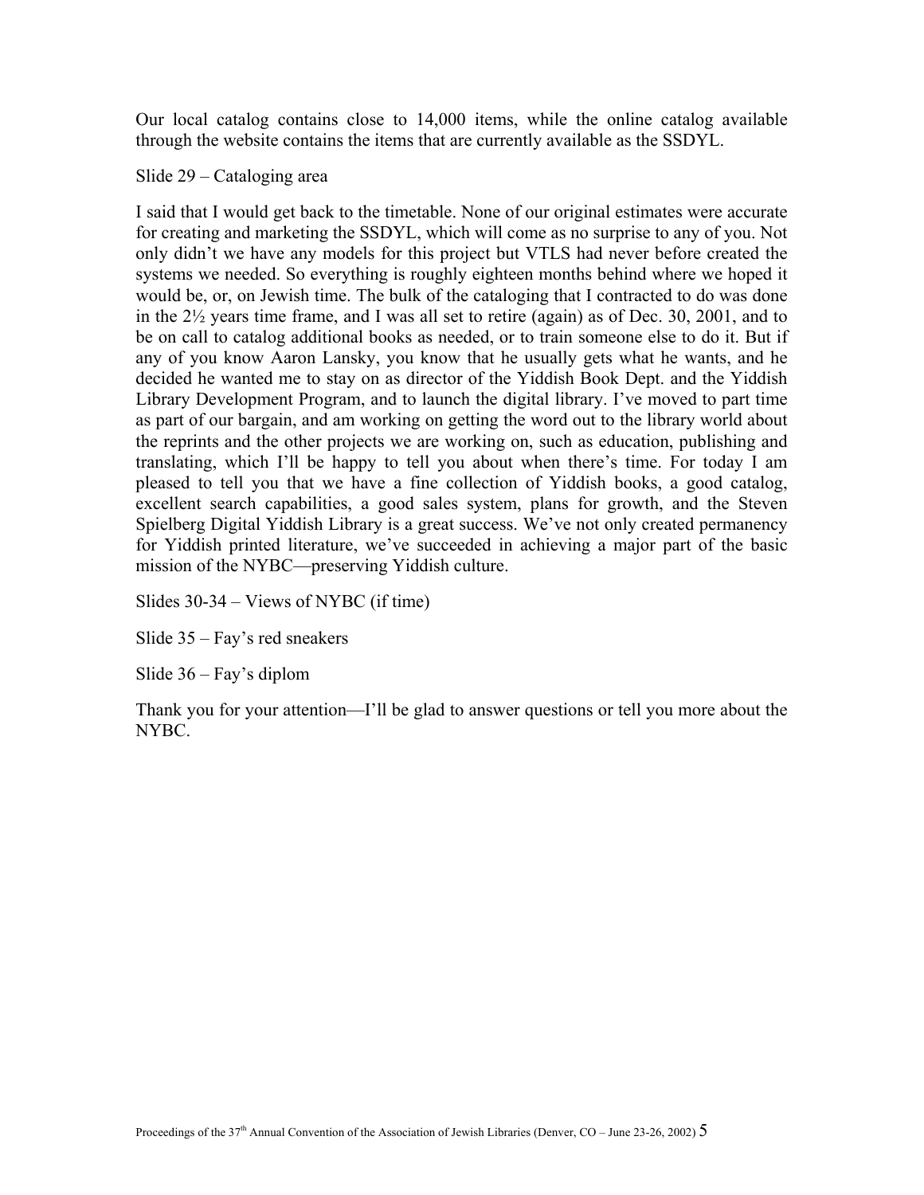Our local catalog contains close to 14,000 items, while the online catalog available through the website contains the items that are currently available as the SSDYL.

Slide 29 – Cataloging area

I said that I would get back to the timetable. None of our original estimates were accurate for creating and marketing the SSDYL, which will come as no surprise to any of you. Not only didn't we have any models for this project but VTLS had never before created the systems we needed. So everything is roughly eighteen months behind where we hoped it would be, or, on Jewish time. The bulk of the cataloging that I contracted to do was done in the 2½ years time frame, and I was all set to retire (again) as of Dec. 30, 2001, and to be on call to catalog additional books as needed, or to train someone else to do it. But if any of you know Aaron Lansky, you know that he usually gets what he wants, and he decided he wanted me to stay on as director of the Yiddish Book Dept. and the Yiddish Library Development Program, and to launch the digital library. I've moved to part time as part of our bargain, and am working on getting the word out to the library world about the reprints and the other projects we are working on, such as education, publishing and translating, which I'll be happy to tell you about when there's time. For today I am pleased to tell you that we have a fine collection of Yiddish books, a good catalog, excellent search capabilities, a good sales system, plans for growth, and the Steven Spielberg Digital Yiddish Library is a great success. We've not only created permanency for Yiddish printed literature, we've succeeded in achieving a major part of the basic mission of the NYBC—preserving Yiddish culture.

Slides 30-34 – Views of NYBC (if time)

Slide 35 – Fay's red sneakers

Slide 36 – Fay's diplom

Thank you for your attention—I'll be glad to answer questions or tell you more about the NYBC.